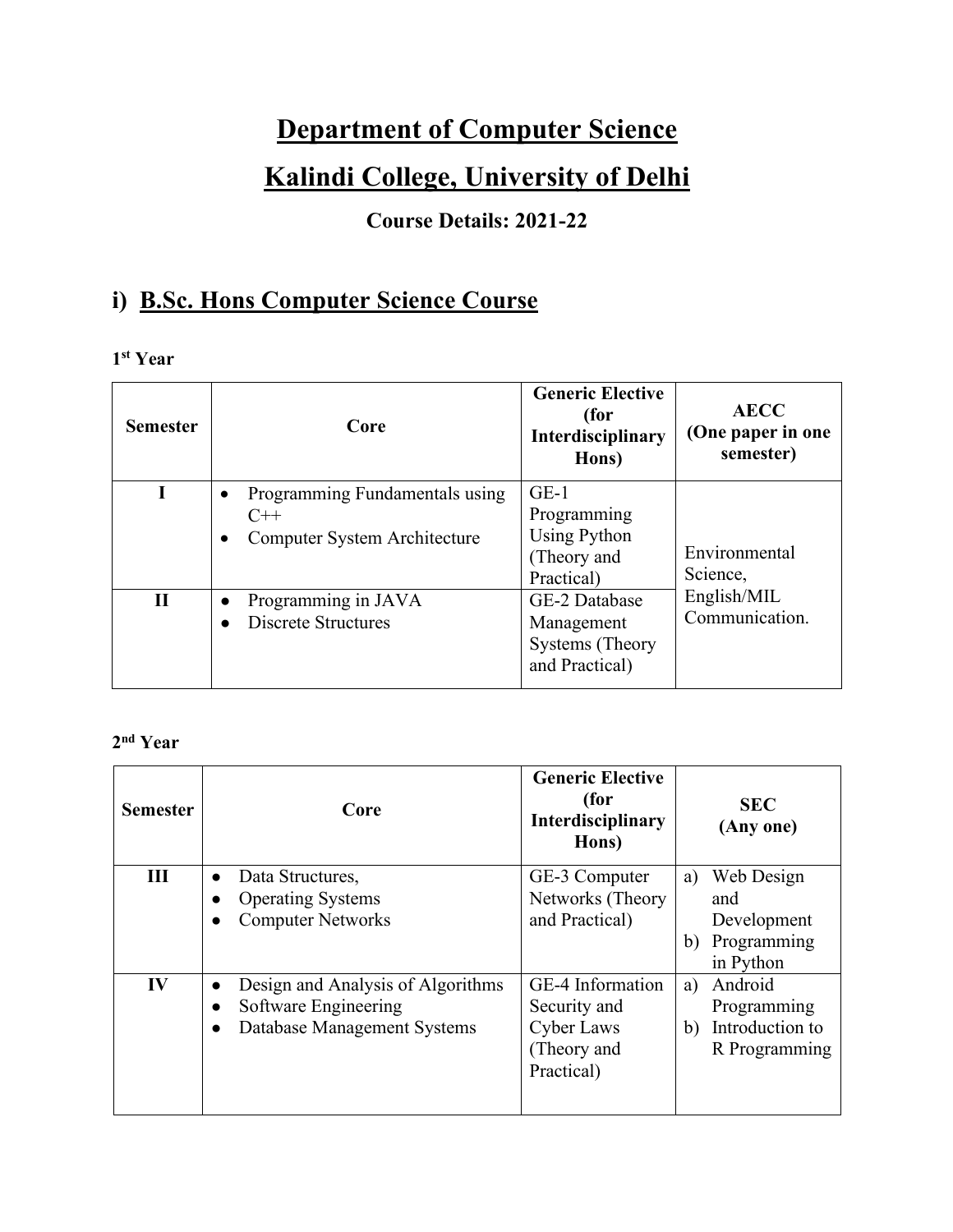# Department of Computer Science

# Kalindi College, University of Delhi

### Course Details: 2021-22

## i) B.Sc. Hons Computer Science Course

**1st Year**

| Semester | Core | Generic Elective (for Interdisciplinary Hons) | AECC (One paper in one semester) |
|---|---|---|---|
| I | • Programming Fundamentals using C++<br>• Computer System Architecture | GE-1 Programming Using Python (Theory and Practical) | Environmental Science, English/MIL Communication. |
| II | • Programming in JAVA<br>• Discrete Structures | GE-2 Database Management Systems (Theory and Practical) | |

**2nd Year**

| Semester | Core | Generic Elective (for Interdisciplinary Hons) | SEC (Any one) |
|---|---|---|---|
| III | • Data Structures,<br>• Operating Systems<br>• Computer Networks | GE-3 Computer Networks (Theory and Practical) | a) Web Design and Development<br>b) Programming in Python |
| IV | • Design and Analysis of Algorithms<br>• Software Engineering<br>• Database Management Systems | GE-4 Information Security and Cyber Laws (Theory and Practical) | a) Android Programming<br>b) Introduction to R Programming |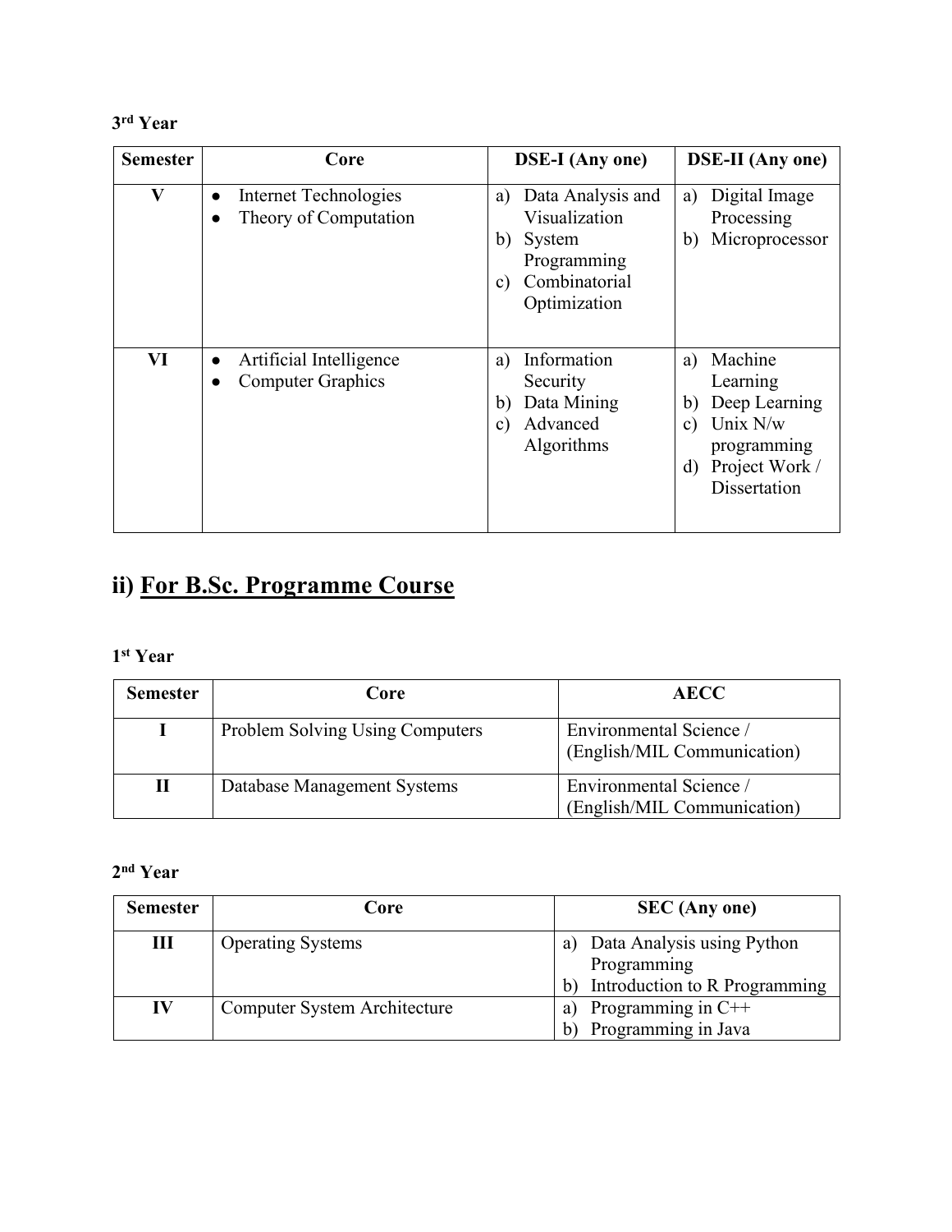**3rd Year**

| Semester | Core | DSE-I (Any one) | DSE-II (Any one) |
|---|---|---|---|
| V | • Internet Technologies<br>• Theory of Computation | a) Data Analysis and Visualization<br>b) System Programming<br>c) Combinatorial Optimization | a) Digital Image Processing<br>b) Microprocessor |
| VI | • Artificial Intelligence<br>• Computer Graphics | a) Information Security<br>b) Data Mining<br>c) Advanced Algorithms | a) Machine Learning<br>b) Deep Learning<br>c) Unix N/w programming<br>d) Project Work / Dissertation |

## ii) <u>For B.Sc. Programme Course</u>

**1st Year**

| Semester | Core | AECC |
|---|---|---|
| I | Problem Solving Using Computers | Environmental Science / (English/MIL Communication) |
| II | Database Management Systems | Environmental Science / (English/MIL Communication) |

**2nd Year**

| Semester | Core | SEC (Any one) |
|---|---|---|
| III | Operating Systems | a) Data Analysis using Python Programming<br>b) Introduction to R Programming |
| IV | Computer System Architecture | a) Programming in C++<br>b) Programming in Java |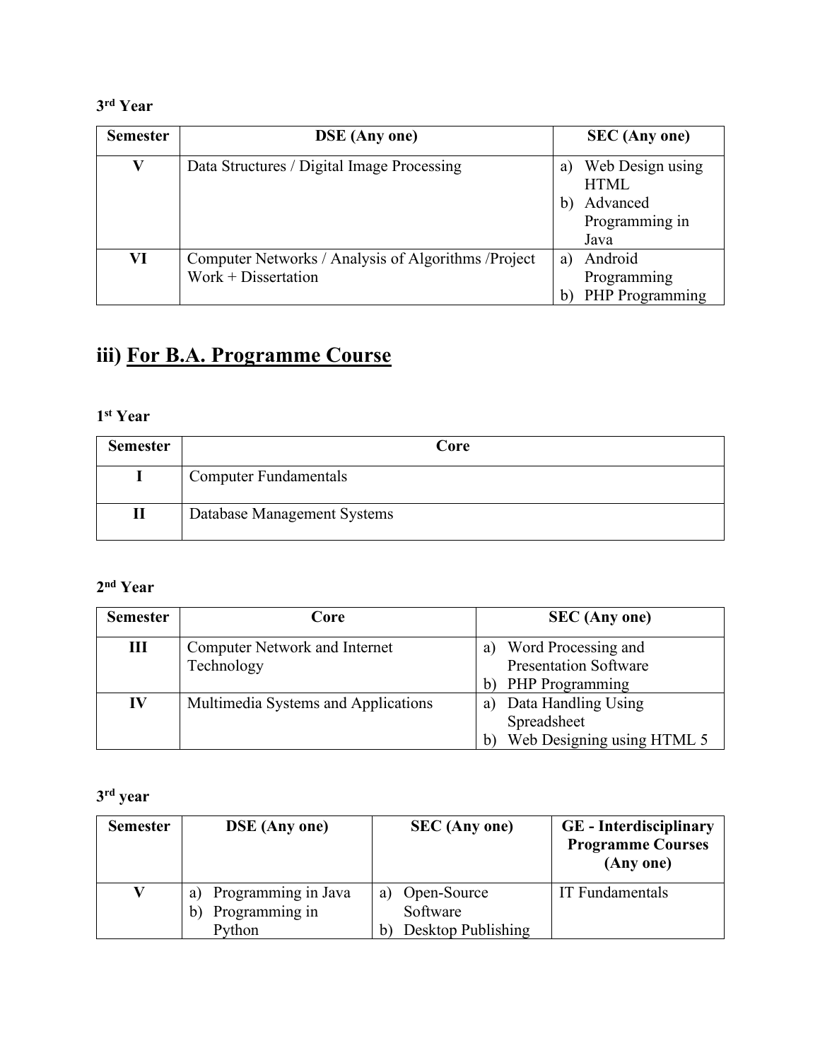**3rd Year**

| Semester | DSE (Any one) | SEC (Any one) |
|---|---|---|
| V | Data Structures / Digital Image Processing | a) Web Design using HTML<br>b) Advanced Programming in Java |
| VI | Computer Networks / Analysis of Algorithms /Project Work + Dissertation | a) Android Programming<br>b) PHP Programming |

## iii) For B.A. Programme Course

**1st Year**

| Semester | Core |
|---|---|
| I | Computer Fundamentals |
| II | Database Management Systems |

**2nd Year**

| Semester | Core | SEC (Any one) |
|---|---|---|
| III | Computer Network and Internet Technology | a) Word Processing and Presentation Software<br>b) PHP Programming |
| IV | Multimedia Systems and Applications | a) Data Handling Using Spreadsheet<br>b) Web Designing using HTML 5 |

**3rd year**

| Semester | DSE (Any one) | SEC (Any one) | GE - Interdisciplinary Programme Courses (Any one) |
|---|---|---|---|
| V | a) Programming in Java<br>b) Programming in Python | a) Open-Source Software<br>b) Desktop Publishing | IT Fundamentals |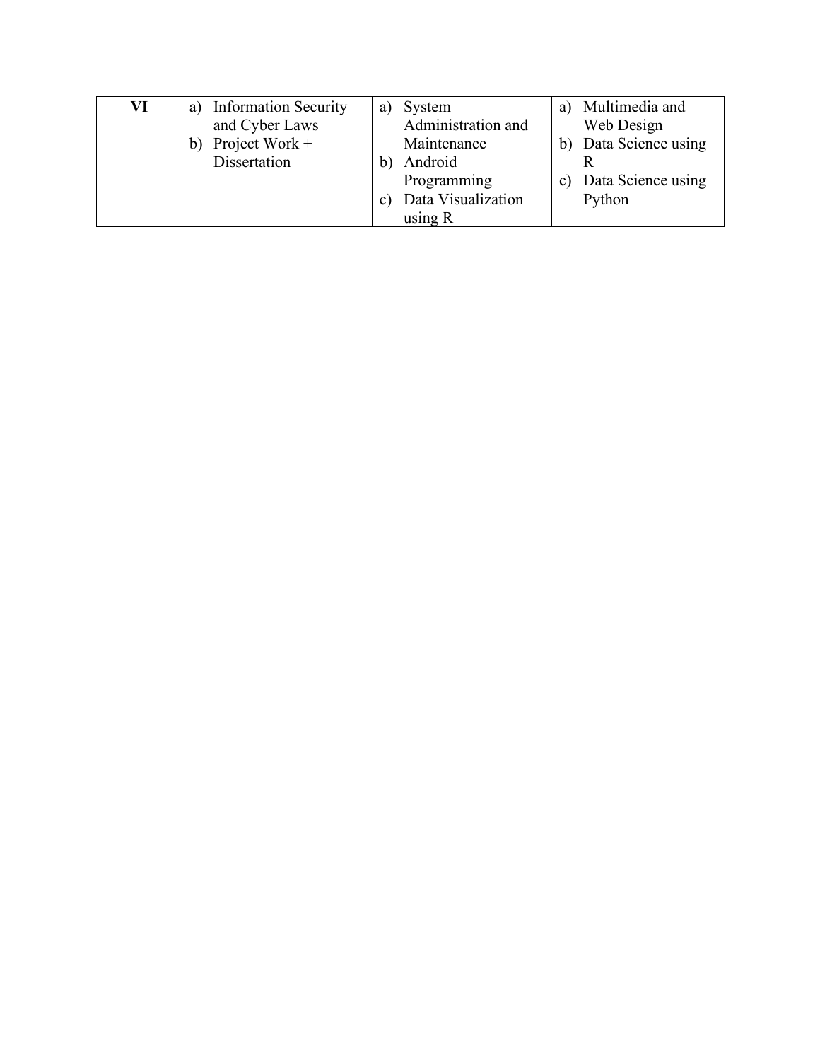| | | | |
|---|---|---|---|
| **VI** | a) Information Security and Cyber Laws<br>b) Project Work + Dissertation | a) System Administration and Maintenance<br>b) Android Programming<br>c) Data Visualization using R | a) Multimedia and Web Design<br>b) Data Science using R<br>c) Data Science using Python |